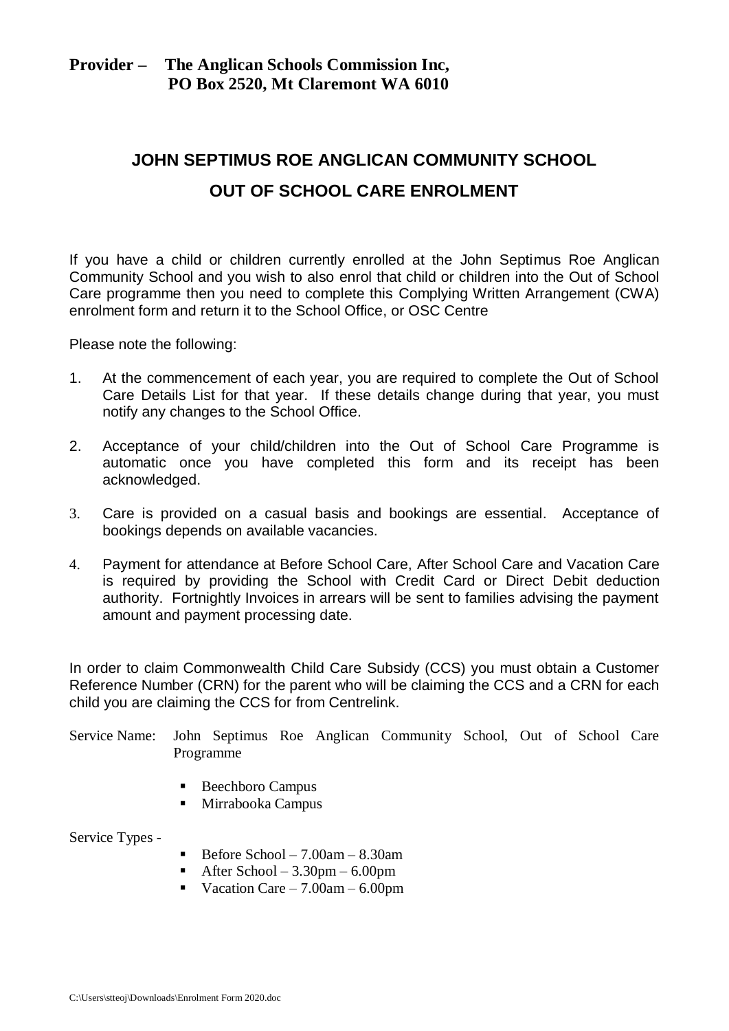**Provider – The Anglican Schools Commission Inc,**
**PO Box 2520, Mt Claremont WA 6010**

# JOHN SEPTIMUS ROE ANGLICAN COMMUNITY SCHOOL

## OUT OF SCHOOL CARE ENROLMENT

If you have a child or children currently enrolled at the John Septimus Roe Anglican Community School and you wish to also enrol that child or children into the Out of School Care programme then you need to complete this Complying Written Arrangement (CWA) enrolment form and return it to the School Office, or OSC Centre

Please note the following:

1. At the commencement of each year, you are required to complete the Out of School Care Details List for that year. If these details change during that year, you must notify any changes to the School Office.
2. Acceptance of your child/children into the Out of School Care Programme is automatic once you have completed this form and its receipt has been acknowledged.
3. Care is provided on a casual basis and bookings are essential. Acceptance of bookings depends on available vacancies.
4. Payment for attendance at Before School Care, After School Care and Vacation Care is required by providing the School with Credit Card or Direct Debit deduction authority. Fortnightly Invoices in arrears will be sent to families advising the payment amount and payment processing date.

In order to claim Commonwealth Child Care Subsidy (CCS) you must obtain a Customer Reference Number (CRN) for the parent who will be claiming the CCS and a CRN for each child you are claiming the CCS for from Centrelink.

Service Name: John Septimus Roe Anglican Community School, Out of School Care Programme

- Beechboro Campus
- Mirrabooka Campus

Service Types -

- Before School – 7.00am – 8.30am
- After School – 3.30pm – 6.00pm
- Vacation Care – 7.00am – 6.00pm

C:\Users\stteoj\Downloads\Enrolment Form 2020.doc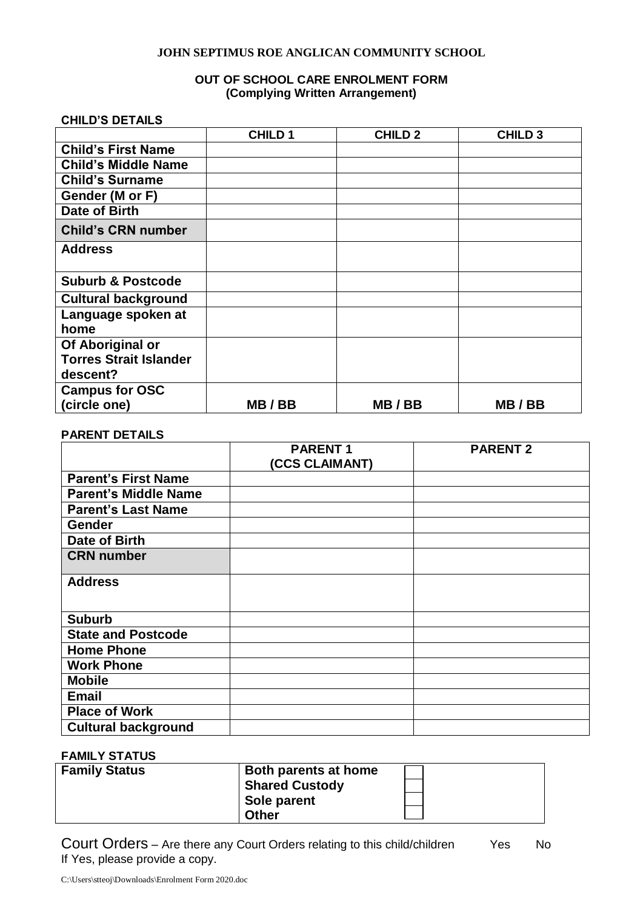**JOHN SEPTIMUS ROE ANGLICAN COMMUNITY SCHOOL**

**OUT OF SCHOOL CARE ENROLMENT FORM**
**(Complying Written Arrangement)**

**CHILD'S DETAILS**

| | **CHILD 1** | **CHILD 2** | **CHILD 3** |
|---|---|---|---|
| **Child's First Name** | | | |
| **Child's Middle Name** | | | |
| **Child's Surname** | | | |
| **Gender (M or F)** | | | |
| **Date of Birth** | | | |
| **Child's CRN number** | | | |
| **Address** | | | |
| **Suburb & Postcode** | | | |
| **Cultural background** | | | |
| **Language spoken at home** | | | |
| **Of Aboriginal or Torres Strait Islander descent?** | | | |
| **Campus for OSC (circle one)** | **MB / BB** | **MB / BB** | **MB / BB** |

**PARENT DETAILS**

| | **PARENT 1 (CCS CLAIMANT)** | **PARENT 2** |
|---|---|---|
| **Parent's First Name** | | |
| **Parent's Middle Name** | | |
| **Parent's Last Name** | | |
| **Gender** | | |
| **Date of Birth** | | |
| **CRN number** | | |
| **Address** | | |
| **Suburb** | | |
| **State and Postcode** | | |
| **Home Phone** | | |
| **Work Phone** | | |
| **Mobile** | | |
| **Email** | | |
| **Place of Work** | | |
| **Cultural background** | | |

**FAMILY STATUS**

| **Family Status** | **Both parents at home** ☐ |
|---|---|
| | **Shared Custody** ☐ |
| | **Sole parent** ☐ |
| | **Other** ☐ |

Court Orders – Are there any Court Orders relating to this child/children Yes No
If Yes, please provide a copy.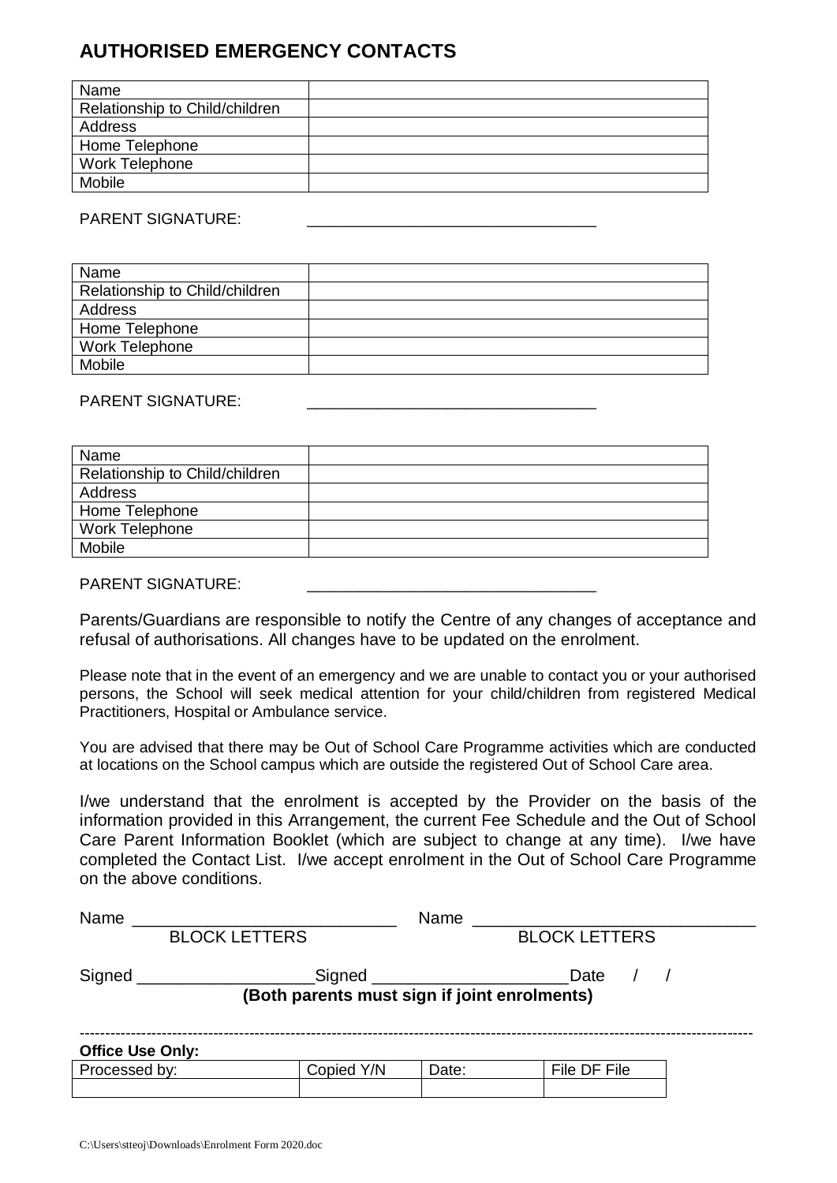# AUTHORISED EMERGENCY CONTACTS

| Name | |
|---|---|
| Relationship to Child/children | |
| Address | |
| Home Telephone | |
| Work Telephone | |
| Mobile | |

PARENT SIGNATURE: ________________________________

| Name | |
|---|---|
| Relationship to Child/children | |
| Address | |
| Home Telephone | |
| Work Telephone | |
| Mobile | |

PARENT SIGNATURE: ________________________________

| Name | |
|---|---|
| Relationship to Child/children | |
| Address | |
| Home Telephone | |
| Work Telephone | |
| Mobile | |

PARENT SIGNATURE: ________________________________

Parents/Guardians are responsible to notify the Centre of any changes of acceptance and refusal of authorisations. All changes have to be updated on the enrolment.

Please note that in the event of an emergency and we are unable to contact you or your authorised persons, the School will seek medical attention for your child/children from registered Medical Practitioners, Hospital or Ambulance service.

You are advised that there may be Out of School Care Programme activities which are conducted at locations on the School campus which are outside the registered Out of School Care area.

I/we understand that the enrolment is accepted by the Provider on the basis of the information provided in this Arrangement, the current Fee Schedule and the Out of School Care Parent Information Booklet (which are subject to change at any time). I/we have completed the Contact List. I/we accept enrolment in the Out of School Care Programme on the above conditions.

Name ____________________________ Name ______________________________
BLOCK LETTERS BLOCK LETTERS

Signed ___________________Signed _____________________Date / /

**(Both parents must sign if joint enrolments)**

---

**Office Use Only:**

| Processed by: | Copied Y/N | Date: | File DF File |
|---|---|---|---|
| | | | |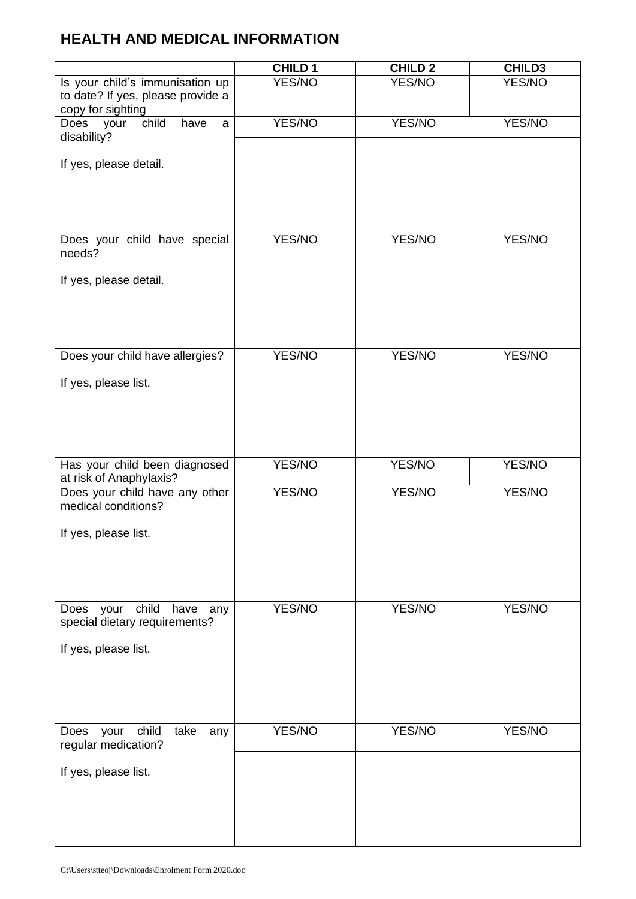## HEALTH AND MEDICAL INFORMATION

| | CHILD 1 | CHILD 2 | CHILD3 |
|---|---|---|---|
| Is your child's immunisation up to date? If yes, please provide a copy for sighting | YES/NO | YES/NO | YES/NO |
| Does your child have a disability? | YES/NO | YES/NO | YES/NO |
| If yes, please detail. | | | |
| Does your child have special needs? | YES/NO | YES/NO | YES/NO |
| If yes, please detail. | | | |
| Does your child have allergies? | YES/NO | YES/NO | YES/NO |
| If yes, please list. | | | |
| Has your child been diagnosed at risk of Anaphylaxis? | YES/NO | YES/NO | YES/NO |
| Does your child have any other medical conditions? | YES/NO | YES/NO | YES/NO |
| If yes, please list. | | | |
| Does your child have any special dietary requirements? | YES/NO | YES/NO | YES/NO |
| If yes, please list. | | | |
| Does your child take any regular medication? | YES/NO | YES/NO | YES/NO |
| If yes, please list. | | | |

C:\Users\stteoj\Downloads\Enrolment Form 2020.doc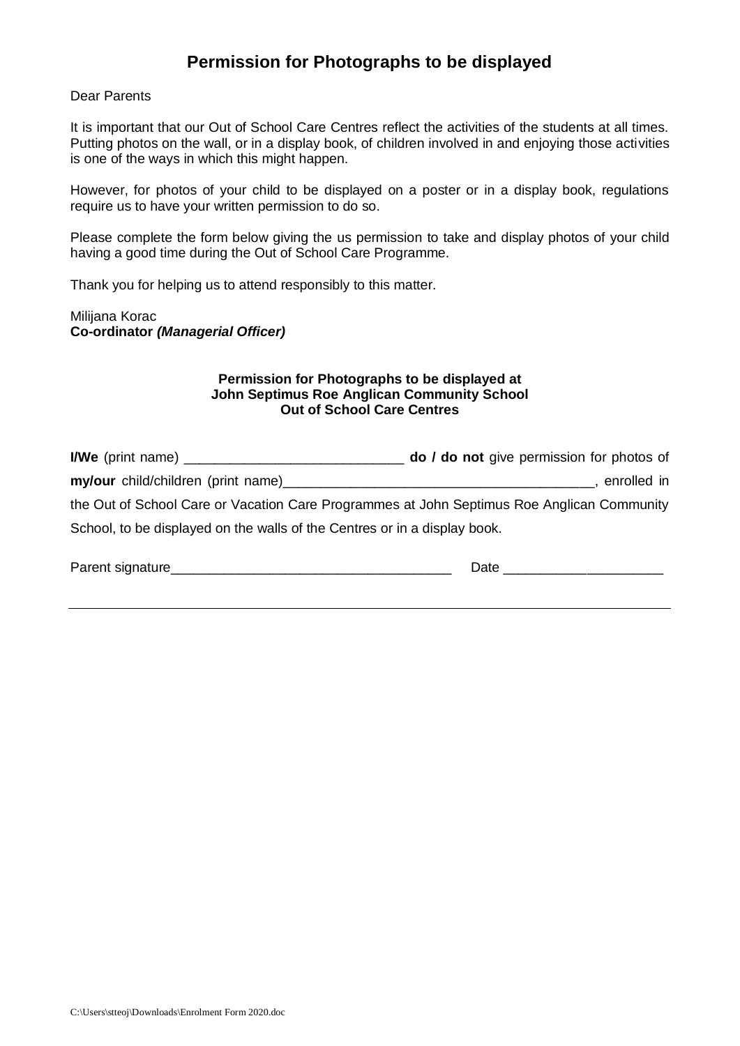# Permission for Photographs to be displayed

Dear Parents

It is important that our Out of School Care Centres reflect the activities of the students at all times. Putting photos on the wall, or in a display book, of children involved in and enjoying those activities is one of the ways in which this might happen.

However, for photos of your child to be displayed on a poster or in a display book, regulations require us to have your written permission to do so.

Please complete the form below giving the us permission to take and display photos of your child having a good time during the Out of School Care Programme.

Thank you for helping us to attend responsibly to this matter.

Milijana Korac
**Co-ordinator *(Managerial Officer)***

**Permission for Photographs to be displayed at**
**John Septimus Roe Anglican Community School**
**Out of School Care Centres**

**I/We** (print name) ____________________________ **do / do not** give permission for photos of **my/our** child/children (print name)________________________________________, enrolled in the Out of School Care or Vacation Care Programmes at John Septimus Roe Anglican Community School, to be displayed on the walls of the Centres or in a display book.

Parent signature____________________________________ Date ____________________

---